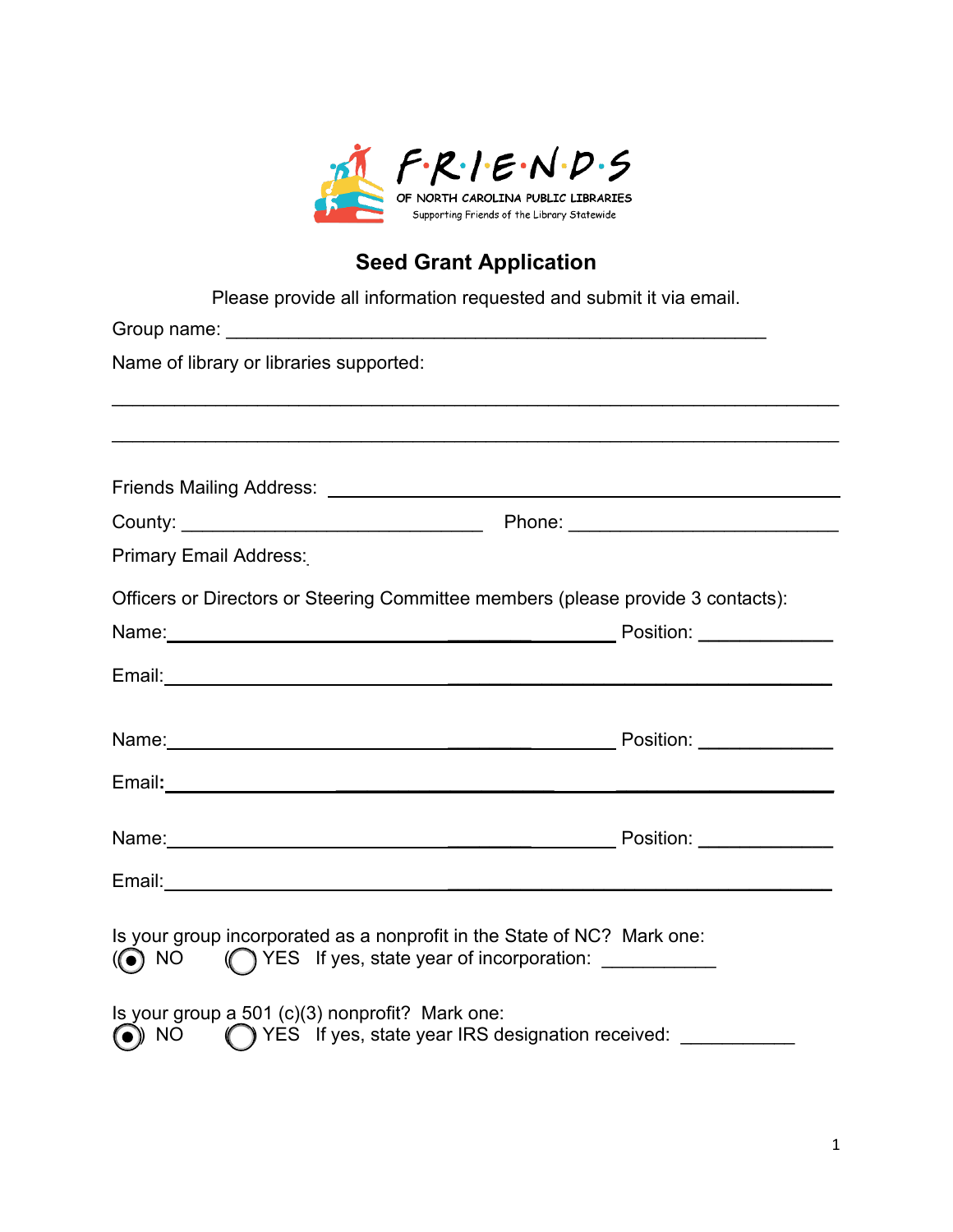F·R·I·E·N·D·S

OF NORTH CAROLINA PUBLIC LIBRARIES

Supporting Friends of the Library Statewide

## Seed Grant Application

Please provide all information requested and submit it via email.

Group name: ______________________________________________________

Name of library or libraries supported:

________________________________________________________________________

________________________________________________________________________

Friends Mailing Address: ________________________________________________

County: ___________________________ Phone: _________________________

Primary Email Address:

Officers or Directors or Steering Committee members (please provide 3 contacts):

Name: ______________________________________________ Position: _____________

Email: ________________________________________________________________

Name: ______________________________________________ Position: _____________

Email: ________________________________________________________________

Name: ______________________________________________ Position: _____________

Email: ________________________________________________________________

Is your group incorporated as a nonprofit in the State of NC? Mark one:

(◉) NO (◯) YES If yes, state year of incorporation: ___________

Is your group a 501 (c)(3) nonprofit? Mark one:

◉ NO ◯ YES If yes, state year IRS designation received: ___________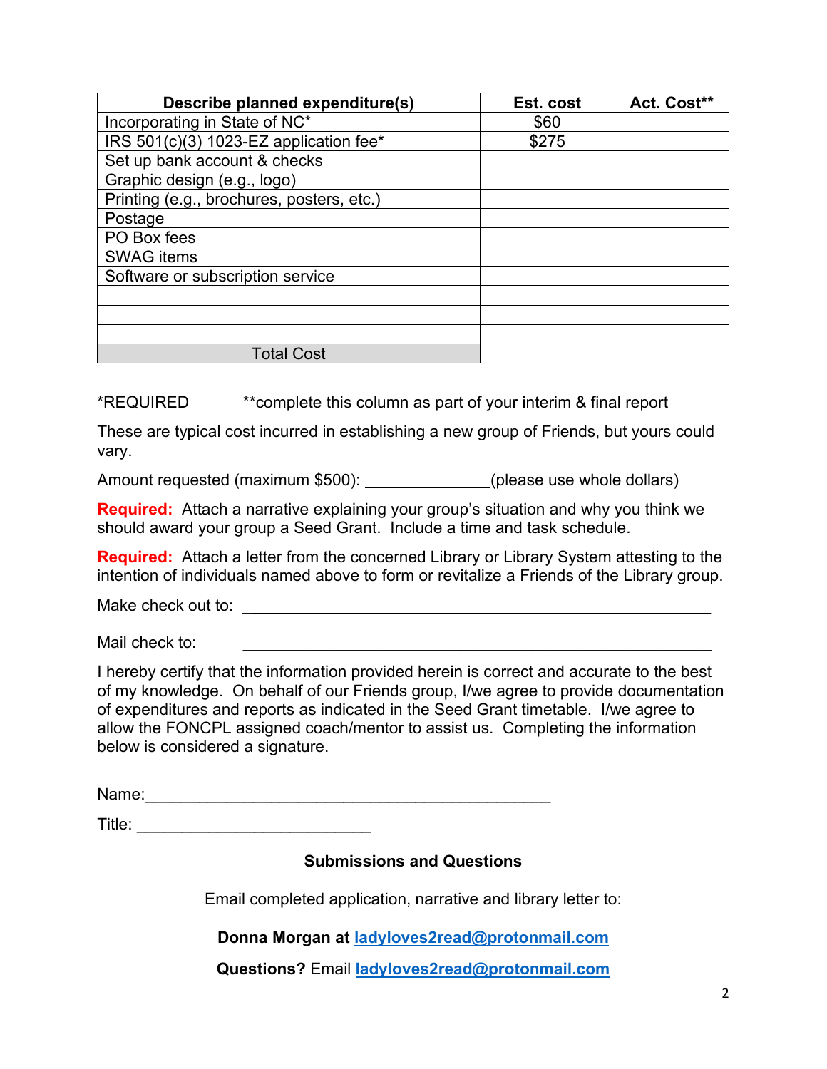| Describe planned expenditure(s) | Est. cost | Act. Cost** |
| --- | --- | --- |
| Incorporating in State of NC* | $60 | |
| IRS 501(c)(3) 1023-EZ application fee* | $275 | |
| Set up bank account & checks | | |
| Graphic design (e.g., logo) | | |
| Printing (e.g., brochures, posters, etc.) | | |
| Postage | | |
| PO Box fees | | |
| SWAG items | | |
| Software or subscription service | | |
| | | |
| | | |
| | | |
| Total Cost | | |

*REQUIRED **complete this column as part of your interim & final report

These are typical cost incurred in establishing a new group of Friends, but yours could vary.

Amount requested (maximum $500): ______________(please use whole dollars)

**Required:** Attach a narrative explaining your group's situation and why you think we should award your group a Seed Grant. Include a time and task schedule.

**Required:** Attach a letter from the concerned Library or Library System attesting to the intention of individuals named above to form or revitalize a Friends of the Library group.

Make check out to: ______________________________________________________

Mail check to: ______________________________________________________

I hereby certify that the information provided herein is correct and accurate to the best of my knowledge. On behalf of our Friends group, I/we agree to provide documentation of expenditures and reports as indicated in the Seed Grant timetable. I/we agree to allow the FONCPL assigned coach/mentor to assist us. Completing the information below is considered a signature.

Name:_______________________________________________

Title: ___________________________

### Submissions and Questions

Email completed application, narrative and library letter to:

**Donna Morgan at [ladyloves2read@protonmail.com](mailto:ladyloves2read@protonmail.com)**

**Questions?** Email **[ladyloves2read@protonmail.com](mailto:ladyloves2read@protonmail.com)**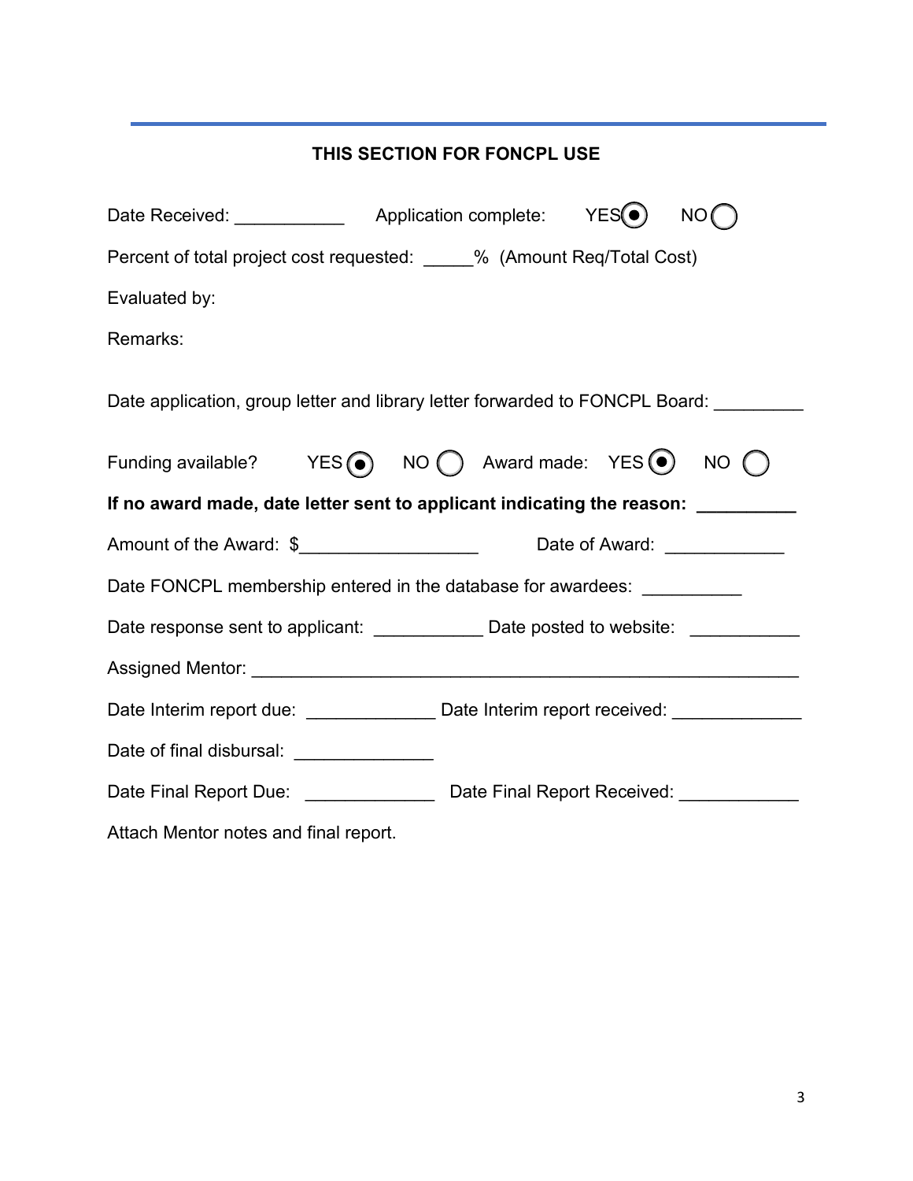---

**THIS SECTION FOR FONCPL USE**

Date Received: ___________ Application complete: YES (●) NO ( )

Percent of total project cost requested: _____% (Amount Req/Total Cost)

Evaluated by:

Remarks:

Date application, group letter and library letter forwarded to FONCPL Board: _________

Funding available? YES (●) NO ( ) Award made: YES (●) NO ( )

**If no award made, date letter sent to applicant indicating the reason: __________**

Amount of the Award: $_________________ Date of Award: ___________

Date FONCPL membership entered in the database for awardees: __________

Date response sent to applicant: ___________ Date posted to website: ___________

Assigned Mentor: _______________________________________________________

Date Interim report due: _____________ Date Interim report received: _____________

Date of final disbursal: ______________

Date Final Report Due: _____________ Date Final Report Received: ____________

Attach Mentor notes and final report.